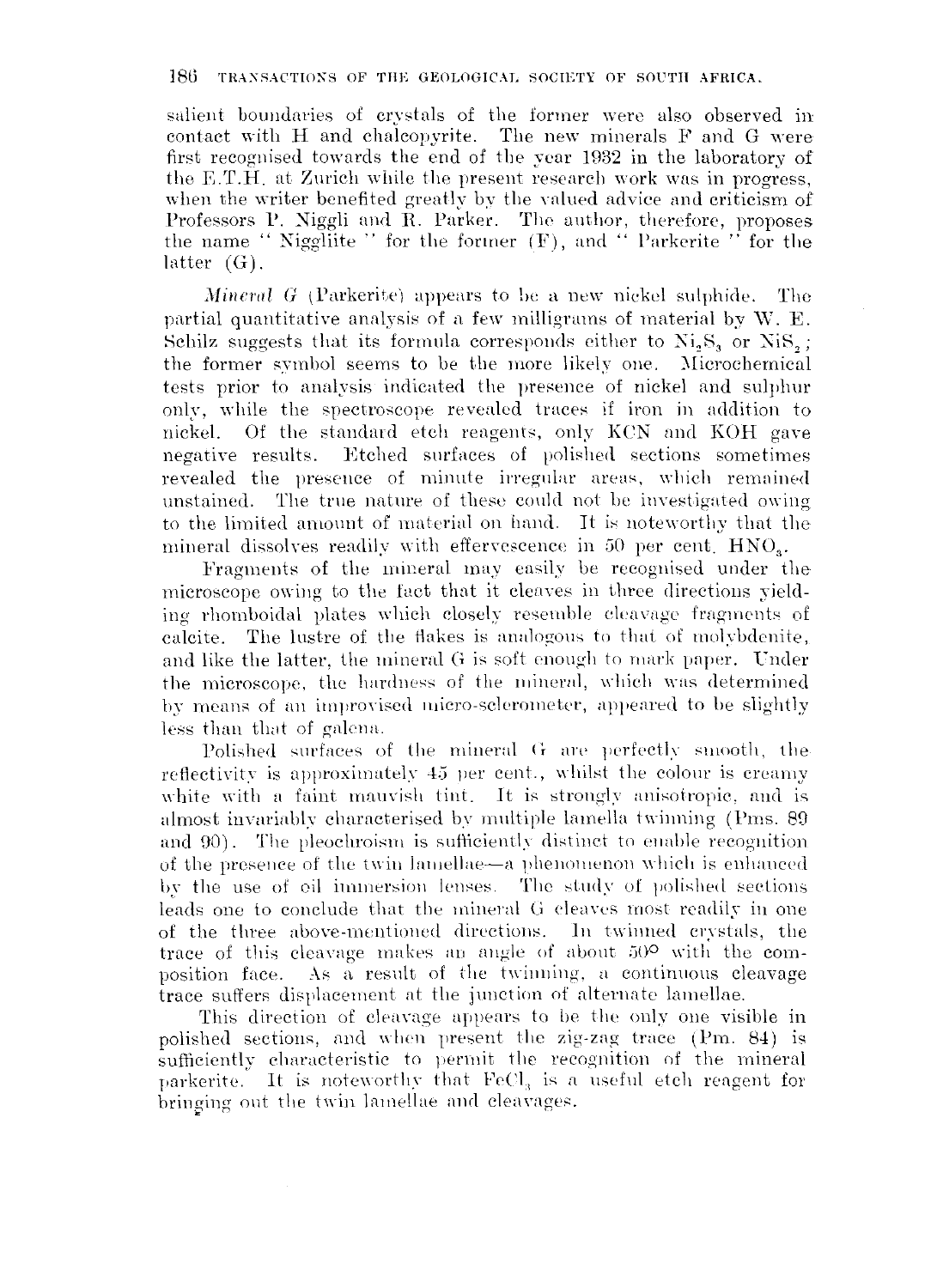salient boundaries of crystals of the former were also observed in contact with H and chalcopyrite. The new minerals F and G were first recognised towards the end of the year 1932 in the laboratory of the E.T.H. at Zurich while the present research work was in progress, when the writer benefited greatly by the valued advice and criticism of Professors P. Niggli and R. Parker. The author, therefore, proposes the name " Niggliite " for the former (F), and " Parkerite " for the latter (G).

*Mineral G* (Parkerite) appears to be a new nickel sulphide. The partial quantitative analysis of a few milligrams of material by W. E. Schilz suggests that its formula corresponds either to $Ni_2S_3$ or $NiS_2$; the former symbol seems to be the more likely one. Microchemical tests prior to analysis indicated the presence of nickel and sulphur only, while the spectroscope revealed traces if iron in addition to nickel. Of the standard etch reagents, only KCN and KOH gave negative results. Etched surfaces of polished sections sometimes revealed the presence of minute irregular areas, which remained unstained. The true nature of these could not be investigated owing to the limited amount of material on hand. It is noteworthy that the mineral dissolves readily with effervescence in 50 per cent. $HNO_3$.

Fragments of the mineral may easily be recognised under the microscope owing to the fact that it cleaves in three directions yielding rhomboidal plates which closely resemble cleavage fragments of calcite. The lustre of the flakes is analogous to that of molybdenite, and like the latter, the mineral G is soft enough to mark paper. Under the microscope, the hardness of the mineral, which was determined by means of an improvised micro-sclerometer, appeared to be slightly less than that of galena.

Polished surfaces of the mineral G are perfectly smooth, the reflectivity is approximately 45 per cent., whilst the colour is creamy white with a faint mauvish tint. It is strongly anisotropic, and is almost invariably characterised by multiple lamella twinning (Pms. 89 and 90). The pleochroism is sufficiently distinct to enable recognition of the presence of the twin lamellae—a phenomenon which is enhanced by the use of oil immersion lenses. The study of polished sections leads one to conclude that the mineral G cleaves most readily in one of the three above-mentioned directions. In twinned crystals, the trace of this cleavage makes an angle of about 50° with the composition face. As a result of the twinning, a continuous cleavage trace suffers displacement at the junction of alternate lamellae.

This direction of cleavage appears to be the only one visible in polished sections, and when present the zig-zag trace (Pm. 84) is sufficiently characteristic to permit the recognition of the mineral parkerite. It is noteworthy that $FeCl_3$ is a useful etch reagent for bringing out the twin lamellae and cleavages.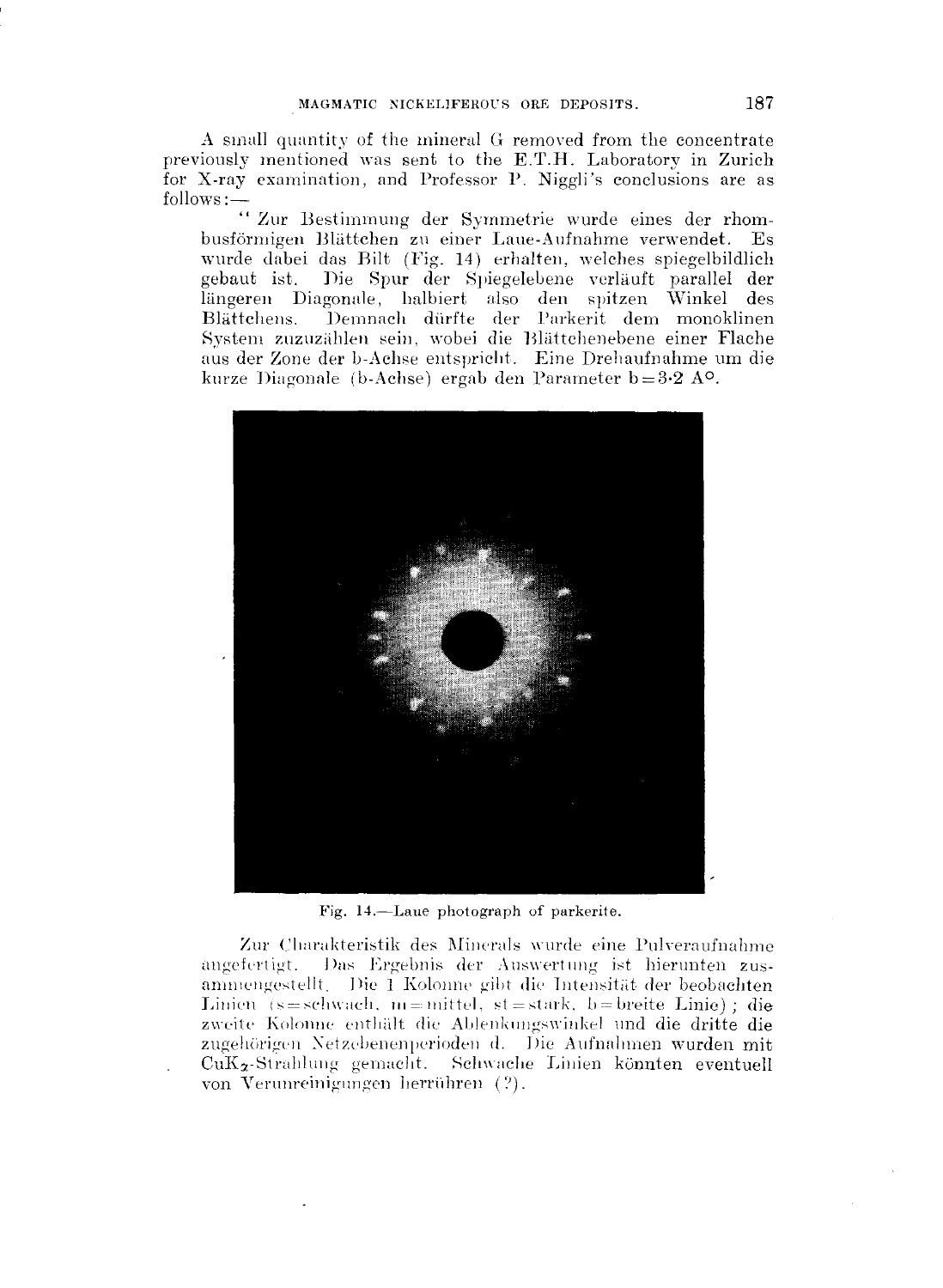A small quantity of the mineral G removed from the concentrate previously mentioned was sent to the E.T.H. Laboratory in Zurich for X-ray examination, and Professor P. Niggli's conclusions are as follows:—

"Zur Bestimmung der Symmetrie wurde eines der rhombusförmigen Blättchen zu einer Laue-Aufnahme verwendet. Es wurde dabei das Bilt (Fig. 14) erhalten, welches spiegelbildlich gebaut ist. Die Spur der Spiegelebene verläuft parallel der längeren Diagonale, halbiert also den spitzen Winkel des Blättchens. Demnach dürfte der Parkerit dem monoklinen System zuzuzählen sein, wobei die Blättchenebene einer Flache aus der Zone der b-Achse entspricht. Eine Drehaufnahme um die kurze Diagonale (b-Achse) ergab den Parameter b=3·2 A°.

Fig. 14.—Laue photograph of parkerite.

Zur Charakteristik des Minerals wurde eine Pulveraufnahme angefertigt. Das Ergebnis der Auswertung ist hierunten zusammengestellt. Die 1 Kolonne gibt die Intensität der beobachten Linien (s=schwach, m=mittel, st=stark, b=breite Linie); die zweite Kolonne enthält die Ablenkungswinkel und die dritte die zugehörigen Netzebenenperioden d. Die Aufnahmen wurden mit $CuK_2$-Strahlung gemacht. Schwache Linien könnten eventuell von Verunreinigungen herrühren (?).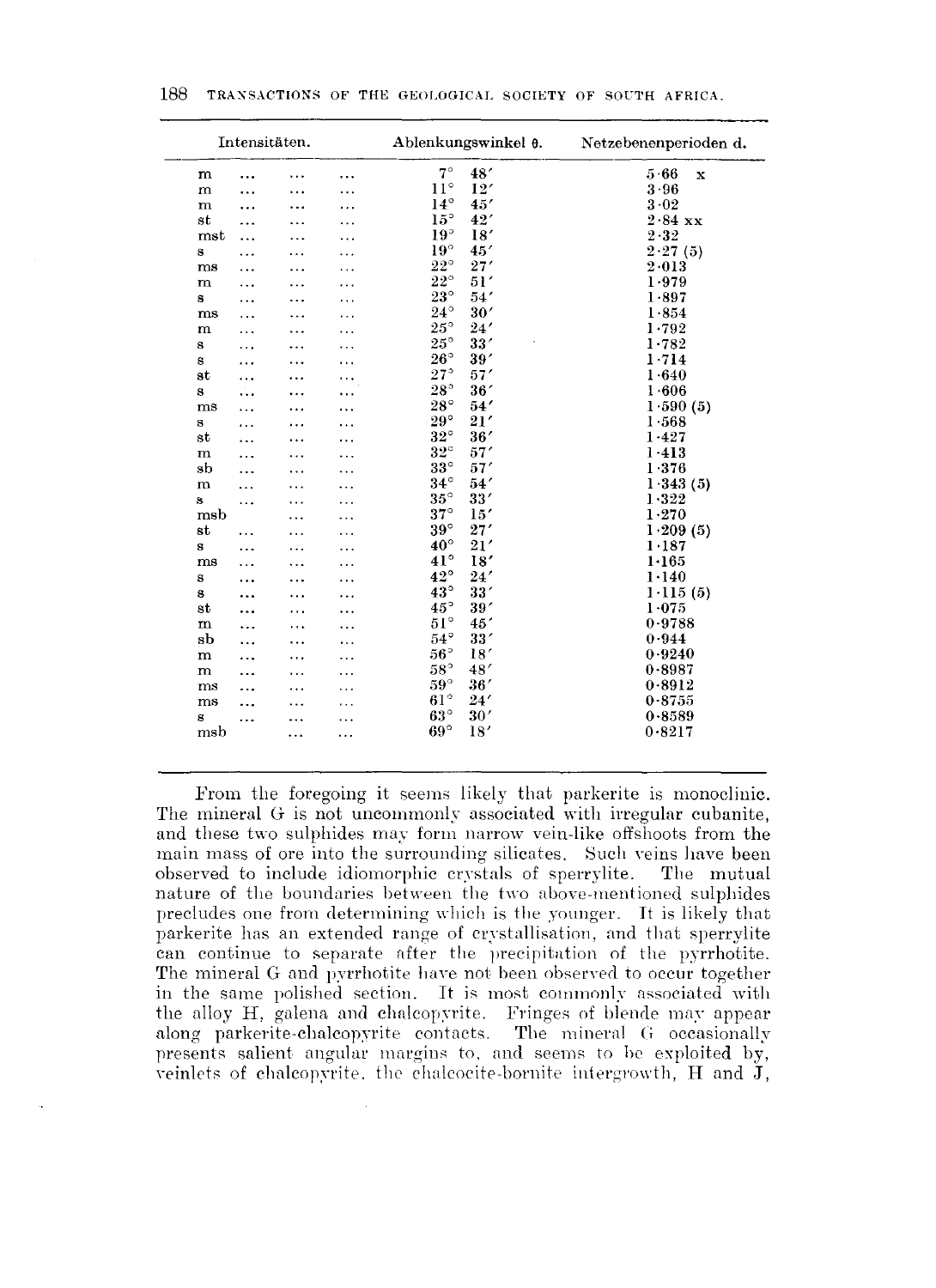| Intensitäten. | Ablenkungswinkel θ. | Netzebenenperioden d. |
|---|---|---|
| m ... ... ... | 7° 48′ | 5·66 x |
| m ... ... ... | 11° 12′ | 3·96 |
| m ... ... ... | 14° 45′ | 3·02 |
| st ... ... ... | 15° 42′ | 2·84 xx |
| mst ... ... ... | 19° 18′ | 2·32 |
| s ... ... ... | 19° 45′ | 2·27 (5) |
| ms ... ... ... | 22° 27′ | 2·013 |
| m ... ... ... | 22° 51′ | 1·979 |
| s ... ... ... | 23° 54′ | 1·897 |
| ms ... ... ... | 24° 30′ | 1·854 |
| m ... ... ... | 25° 24′ | 1·792 |
| s ... ... ... | 25° 33′ | 1·782 |
| s ... ... ... | 26° 39′ | 1·714 |
| st ... ... ... | 27° 57′ | 1·640 |
| s ... ... ... | 28° 36′ | 1·606 |
| ms ... ... ... | 28° 54′ | 1·590 (5) |
| s ... ... ... | 29° 21′ | 1·568 |
| st ... ... ... | 32° 36′ | 1·427 |
| m ... ... ... | 32° 57′ | 1·413 |
| sb ... ... ... | 33° 57′ | 1·376 |
| m ... ... ... | 34° 54′ | 1·343 (5) |
| s ... ... ... | 35° 33′ | 1·322 |
| msb ... ... | 37° 15′ | 1·270 |
| st ... ... ... | 39° 27′ | 1·209 (5) |
| s ... ... ... | 40° 21′ | 1·187 |
| ms ... ... ... | 41° 18′ | 1·165 |
| s ... ... ... | 42° 24′ | 1·140 |
| s ... ... ... | 43° 33′ | 1·115 (5) |
| st ... ... ... | 45° 39′ | 1·075 |
| m ... ... ... | 51° 45′ | 0·9788 |
| sb ... ... ... | 54° 33′ | 0·944 |
| m ... ... ... | 56° 18′ | 0·9240 |
| m ... ... ... | 58° 48′ | 0·8987 |
| ms ... ... ... | 59° 36′ | 0·8912 |
| ms ... ... ... | 61° 24′ | 0·8755 |
| s ... ... ... | 63° 30′ | 0·8589 |
| msb ... ... | 69° 18′ | 0·8217 |

From the foregoing it seems likely that parkerite is monoclinic. The mineral G is not uncommonly associated with irregular cubanite, and these two sulphides may form narrow vein-like offshoots from the main mass of ore into the surrounding silicates. Such veins have been observed to include idiomorphic crystals of sperrylite. The mutual nature of the boundaries between the two above-mentioned sulphides precludes one from determining which is the younger. It is likely that parkerite has an extended range of crystallisation, and that sperrylite can continue to separate after the precipitation of the pyrrhotite. The mineral G and pyrrhotite have not been observed to occur together in the same polished section. It is most commonly associated with the alloy H, galena and chalcopyrite. Fringes of blende may appear along parkerite-chalcopyrite contacts. The mineral G occasionally presents salient angular margins to, and seems to be exploited by, veinlets of chalcopyrite, the chalcocite-bornite intergrowth, H and J,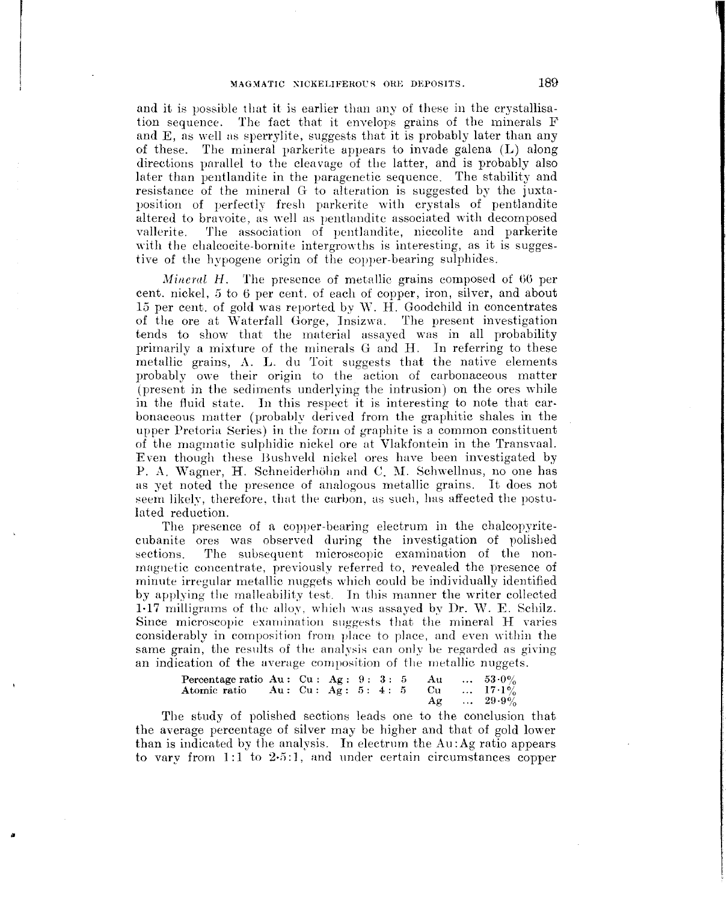and it is possible that it is earlier than any of these in the crystallisation sequence. The fact that it envelops grains of the minerals F and E, as well as sperrylite, suggests that it is probably later than any of these. The mineral parkerite appears to invade galena (L) along directions parallel to the cleavage of the latter, and is probably also later than pentlandite in the paragenetic sequence. The stability and resistance of the mineral G to alteration is suggested by the juxtaposition of perfectly fresh parkerite with crystals of pentlandite altered to bravoite, as well as pentlandite associated with decomposed vallerite. The association of pentlandite, niccolite and parkerite with the chalcocite-bornite intergrowths is interesting, as it is suggestive of the hypogene origin of the copper-bearing sulphides.

*Mineral H.* The presence of metallic grains composed of 66 per cent. nickel, 5 to 6 per cent. of each of copper, iron, silver, and about 15 per cent. of gold was reported by W. H. Goodchild in concentrates of the ore at Waterfall Gorge, Insizwa. The present investigation tends to show that the material assayed was in all probability primarily a mixture of the minerals G and H. In referring to these metallic grains, A. L. du Toit suggests that the native elements probably owe their origin to the action of carbonaceous matter (present in the sediments underlying the intrusion) on the ores while in the fluid state. In this respect it is interesting to note that carbonaceous matter (probably derived from the graphitic shales in the upper Pretoria Series) in the form of graphite is a common constituent of the magmatic sulphidic nickel ore at Vlakfontein in the Transvaal. Even though these Bushveld nickel ores have been investigated by P. A. Wagner, H. Schneiderhöhn and C. M. Schwellnus, no one has as yet noted the presence of analogous metallic grains. It does not seem likely, therefore, that the carbon, as such, has affected the postulated reduction.

The presence of a copper-bearing electrum in the chalcopyrite-cubanite ores was observed during the investigation of polished sections. The subsequent microscopic examination of the non-magnetic concentrate, previously referred to, revealed the presence of minute irregular metallic nuggets which could be individually identified by applying the malleability test. In this manner the writer collected 1·17 milligrams of the alloy, which was assayed by Dr. W. E. Schilz. Since microscopic examination suggests that the mineral H varies considerably in composition from place to place, and even within the same grain, the results of the analysis can only be regarded as giving an indication of the average composition of the metallic nuggets.

| | | | |
|---|---|---|---|
| Percentage ratio Au : Cu : Ag : 9 : 3 : 5 | Au | ... | 53·0% |
| Atomic ratio Au : Cu : Ag : 5 : 4 : 5 | Cu | ... | 17·1% |
| | Ag | ... | 29·9% |

The study of polished sections leads one to the conclusion that the average percentage of silver may be higher and that of gold lower than is indicated by the analysis. In electrum the Au:Ag ratio appears to vary from 1:1 to 2·5:1, and under certain circumstances copper